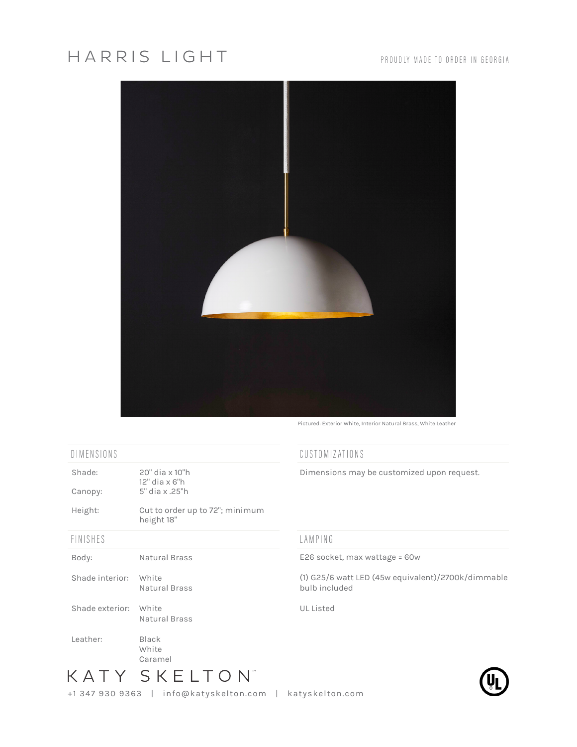# HARRIS LIGHT

PROUDLY MADE TO ORDER IN GEORGIA

Pictured: Exterior White, Interior Natural Brass, White Leather

## DIMENSIONS

| | |
|---|---|
| Shade: | 20" dia x 10"h<br>12" dia x 6"h |
| Canopy: | 5" dia x .25"h |
| Height: | Cut to order up to 72"; minimum height 18" |

## FINISHES

| | |
|---|---|
| Body: | Natural Brass |
| Shade interior: | White<br>Natural Brass |
| Shade exterior: | White<br>Natural Brass |
| Leather: | Black<br>White<br>Caramel |

## CUSTOMIZATIONS

Dimensions may be customized upon request.

## LAMPING

E26 socket, max wattage = 60w

(1) G25/6 watt LED (45w equivalent)/2700k/dimmable bulb included

UL Listed

KATY SKELTON™

+1 347 930 9363 | info@katyskelton.com | katyskelton.com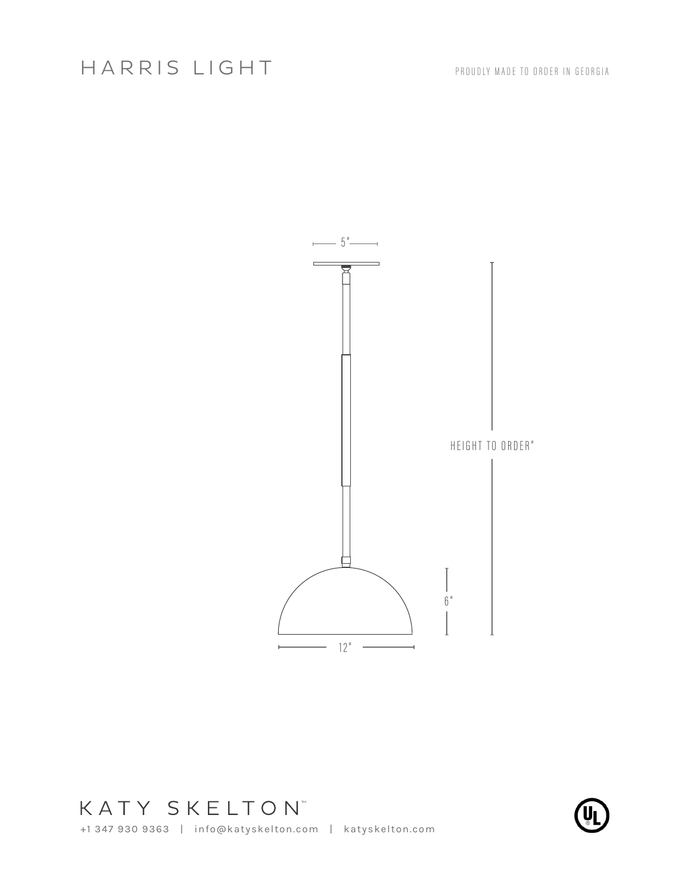# HARRIS LIGHT

PROUDLY MADE TO ORDER IN GEORGIA

5"

HEIGHT TO ORDER"

6"

12"

KATY SKELTON™

+1 347 930 9363 | info@katyskelton.com | katyskelton.com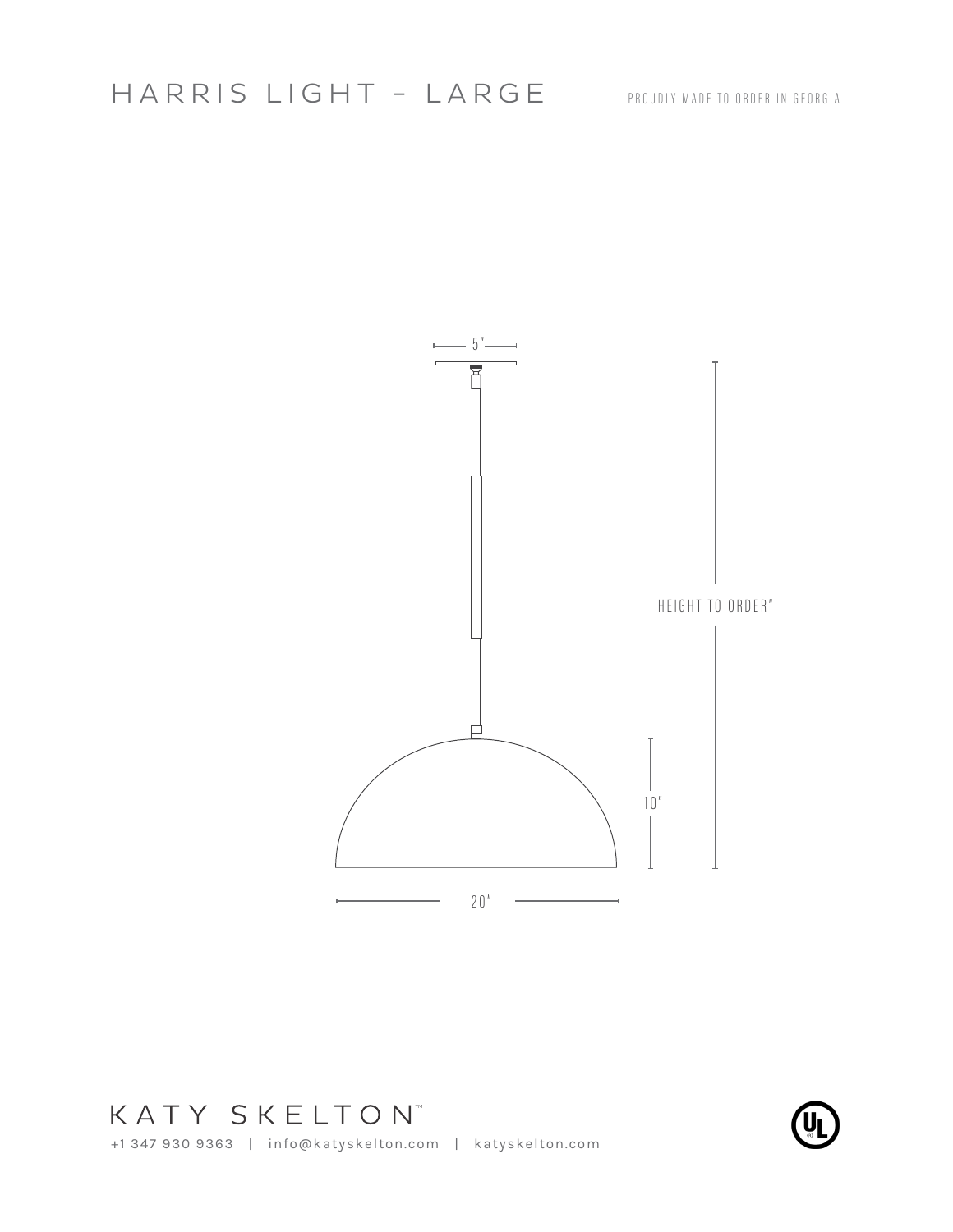# HARRIS LIGHT - LARGE

PROUDLY MADE TO ORDER IN GEORGIA

5"

HEIGHT TO ORDER"

10"

20"

KATY SKELTON™

+1 347 930 9363 | info@katyskelton.com | katyskelton.com